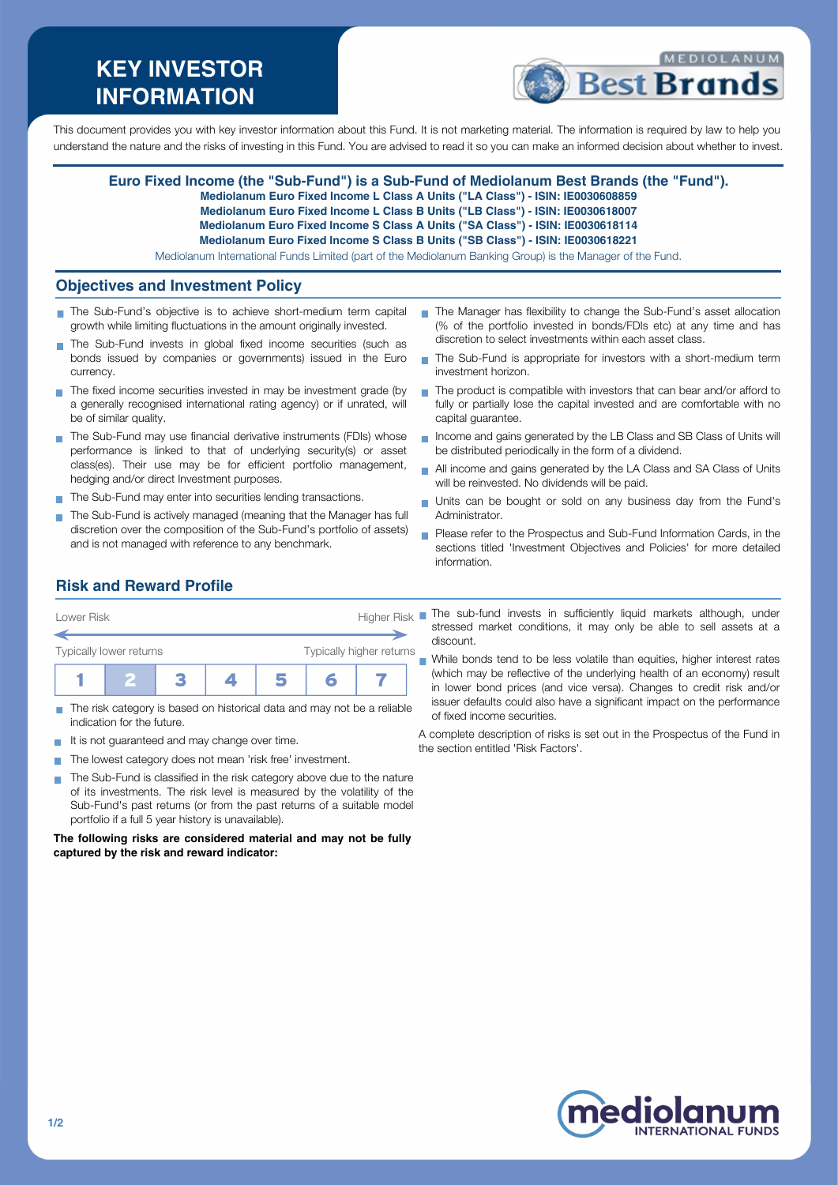# KEY INVESTOR INFORMATION

This document provides you with key investor information about this Fund. It is not marketing material. The information is required by law to help you understand the nature and the risks of investing in this Fund. You are advised to read it so you can make an informed decision about whether to invest.

**Euro Fixed Income (the "Sub-Fund") is a Sub-Fund of Mediolanum Best Brands (the "Fund").**
**Mediolanum Euro Fixed Income L Class A Units ("LA Class") - ISIN: IE0030608859**
**Mediolanum Euro Fixed Income L Class B Units ("LB Class") - ISIN: IE0030618007**
**Mediolanum Euro Fixed Income S Class A Units ("SA Class") - ISIN: IE0030618114**
**Mediolanum Euro Fixed Income S Class B Units ("SB Class") - ISIN: IE0030618221**
Mediolanum International Funds Limited (part of the Mediolanum Banking Group) is the Manager of the Fund.

## Objectives and Investment Policy

- The Sub-Fund's objective is to achieve short-medium term capital growth while limiting fluctuations in the amount originally invested.
- The Sub-Fund invests in global fixed income securities (such as bonds issued by companies or governments) issued in the Euro currency.
- The fixed income securities invested in may be investment grade (by a generally recognised international rating agency) or if unrated, will be of similar quality.
- The Sub-Fund may use financial derivative instruments (FDIs) whose performance is linked to that of underlying security(s) or asset class(es). Their use may be for efficient portfolio management, hedging and/or direct Investment purposes.
- The Sub-Fund may enter into securities lending transactions.
- The Sub-Fund is actively managed (meaning that the Manager has full discretion over the composition of the Sub-Fund's portfolio of assets) and is not managed with reference to any benchmark.
- The Manager has flexibility to change the Sub-Fund's asset allocation (% of the portfolio invested in bonds/FDIs etc) at any time and has discretion to select investments within each asset class.
- The Sub-Fund is appropriate for investors with a short-medium term investment horizon.
- The product is compatible with investors that can bear and/or afford to fully or partially lose the capital invested and are comfortable with no capital guarantee.
- Income and gains generated by the LB Class and SB Class of Units will be distributed periodically in the form of a dividend.
- All income and gains generated by the LA Class and SA Class of Units will be reinvested. No dividends will be paid.
- Units can be bought or sold on any business day from the Fund's Administrator.
- Please refer to the Prospectus and Sub-Fund Information Cards, in the sections titled 'Investment Objectives and Policies' for more detailed information.

## Risk and Reward Profile

Lower Risk — Higher Risk

Typically lower returns — Typically higher returns

| 1 | **2** | 3 | 4 | 5 | 6 | 7 |
|---|---|---|---|---|---|---|

- The risk category is based on historical data and may not be a reliable indication for the future.
- It is not guaranteed and may change over time.
- The lowest category does not mean 'risk free' investment.
- The Sub-Fund is classified in the risk category above due to the nature of its investments. The risk level is measured by the volatility of the Sub-Fund's past returns (or from the past returns of a suitable model portfolio if a full 5 year history is unavailable).

**The following risks are considered material and may not be fully captured by the risk and reward indicator:**

- The sub-fund invests in sufficiently liquid markets although, under stressed market conditions, it may only be able to sell assets at a discount.
- While bonds tend to be less volatile than equities, higher interest rates (which may be reflective of the underlying health of an economy) result in lower bond prices (and vice versa). Changes to credit risk and/or issuer defaults could also have a significant impact on the performance of fixed income securities.

A complete description of risks is set out in the Prospectus of the Fund in the section entitled 'Risk Factors'.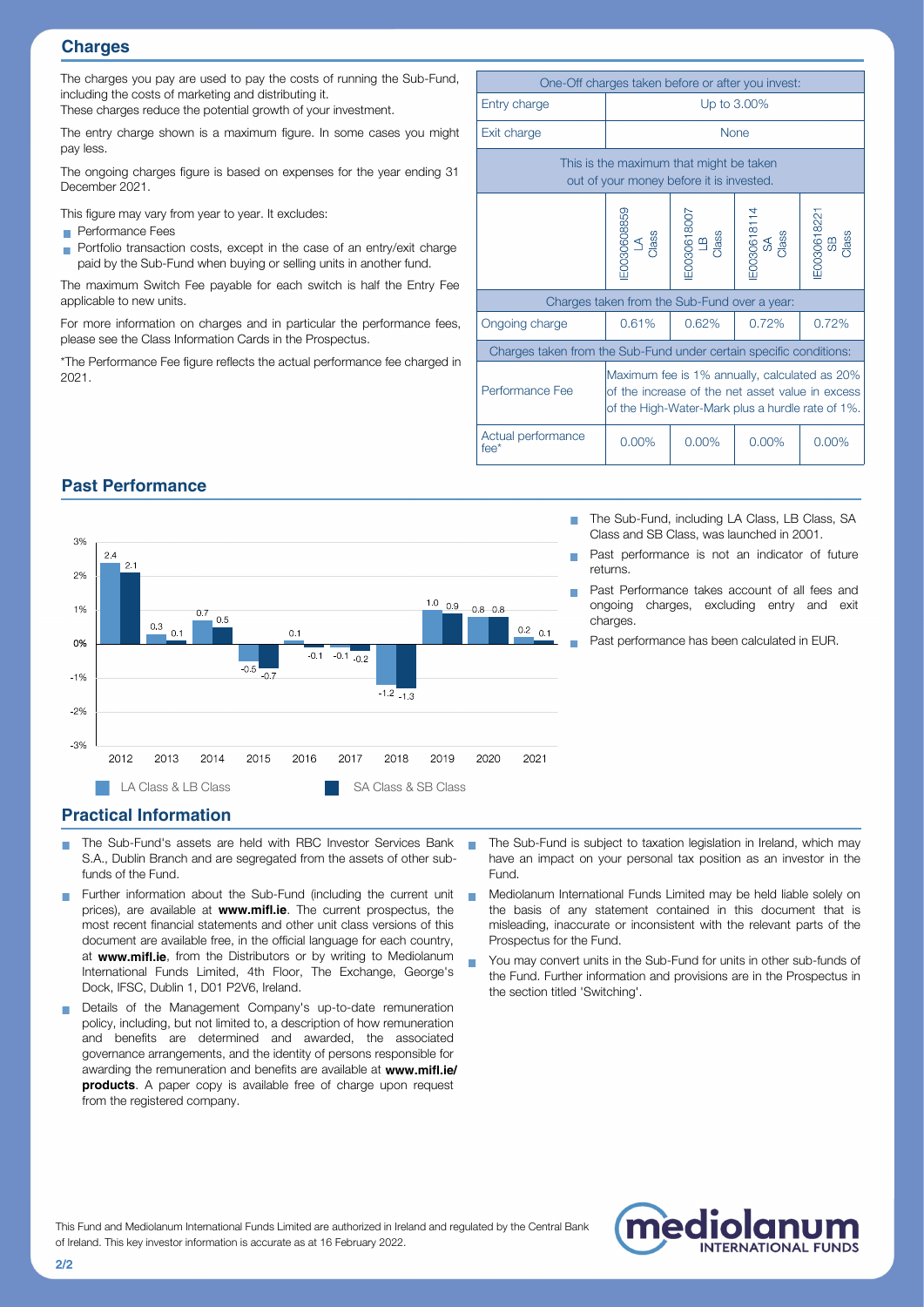## Charges

The charges you pay are used to pay the costs of running the Sub-Fund, including the costs of marketing and distributing it.
These charges reduce the potential growth of your investment.

The entry charge shown is a maximum figure. In some cases you might pay less.

The ongoing charges figure is based on expenses for the year ending 31 December 2021.

This figure may vary from year to year. It excludes:

- Performance Fees
- Portfolio transaction costs, except in the case of an entry/exit charge paid by the Sub-Fund when buying or selling units in another fund.

The maximum Switch Fee payable for each switch is half the Entry Fee applicable to new units.

For more information on charges and in particular the performance fees, please see the Class Information Cards in the Prospectus.

*The Performance Fee figure reflects the actual performance fee charged in 2021.

| One-Off charges taken before or after you invest: | | | | |
|---|---|---|---|---|
| Entry charge | Up to 3.00% | | | |
| Exit charge | None | | | |
| This is the maximum that might be taken out of your money before it is invested. | | | | |
| | IE0030608859 LA Class | IE0030618007 LB Class | IE0030618114 SA Class | IE0030618221 SB Class |
| Charges taken from the Sub-Fund over a year: | | | | |
| Ongoing charge | 0.61% | 0.62% | 0.72% | 0.72% |
| Charges taken from the Sub-Fund under certain specific conditions: | | | | |
| Performance Fee | Maximum fee is 1% annually, calculated as 20% of the increase of the net asset value in excess of the High-Water-Mark plus a hurdle rate of 1%. | | | |
| Actual performance fee* | 0.00% | 0.00% | 0.00% | 0.00% |

## Past Performance

3%
2%
1%
0%
-1%
-2%
-3%

2.4 2.1
0.3 0.1
0.7 0.5
-0.5 -0.7
0.1 -0.1
-0.1 -0.2
-1.2 -1.3
1.0 0.9
0.8 0.8
0.2 0.1

2012 2013 2014 2015 2016 2017 2018 2019 2020 2021

LA Class & LB Class
SA Class & SB Class

- The Sub-Fund, including LA Class, LB Class, SA Class and SB Class, was launched in 2001.
- Past performance is not an indicator of future returns.
- Past Performance takes account of all fees and ongoing charges, excluding entry and exit charges.
- Past performance has been calculated in EUR.

## Practical Information

- The Sub-Fund's assets are held with RBC Investor Services Bank S.A., Dublin Branch and are segregated from the assets of other sub-funds of the Fund.
- Further information about the Sub-Fund (including the current unit prices), are available at **www.mifl.ie**. The current prospectus, the most recent financial statements and other unit class versions of this document are available free, in the official language for each country, at **www.mifl.ie**, from the Distributors or by writing to Mediolanum International Funds Limited, 4th Floor, The Exchange, George's Dock, IFSC, Dublin 1, D01 P2V6, Ireland.
- Details of the Management Company's up-to-date remuneration policy, including, but not limited to, a description of how remuneration and benefits are determined and awarded, the associated governance arrangements, and the identity of persons responsible for awarding the remuneration and benefits are available at **www.mifl.ie/products**. A paper copy is available free of charge upon request from the registered company.
- The Sub-Fund is subject to taxation legislation in Ireland, which may have an impact on your personal tax position as an investor in the Fund.
- Mediolanum International Funds Limited may be held liable solely on the basis of any statement contained in this document that is misleading, inaccurate or inconsistent with the relevant parts of the Prospectus for the Fund.
- You may convert units in the Sub-Fund for units in other sub-funds of the Fund. Further information and provisions are in the Prospectus in the section titled 'Switching'.

This Fund and Mediolanum International Funds Limited are authorized in Ireland and regulated by the Central Bank of Ireland. This key investor information is accurate as at 16 February 2022.

mediolanum INTERNATIONAL FUNDS